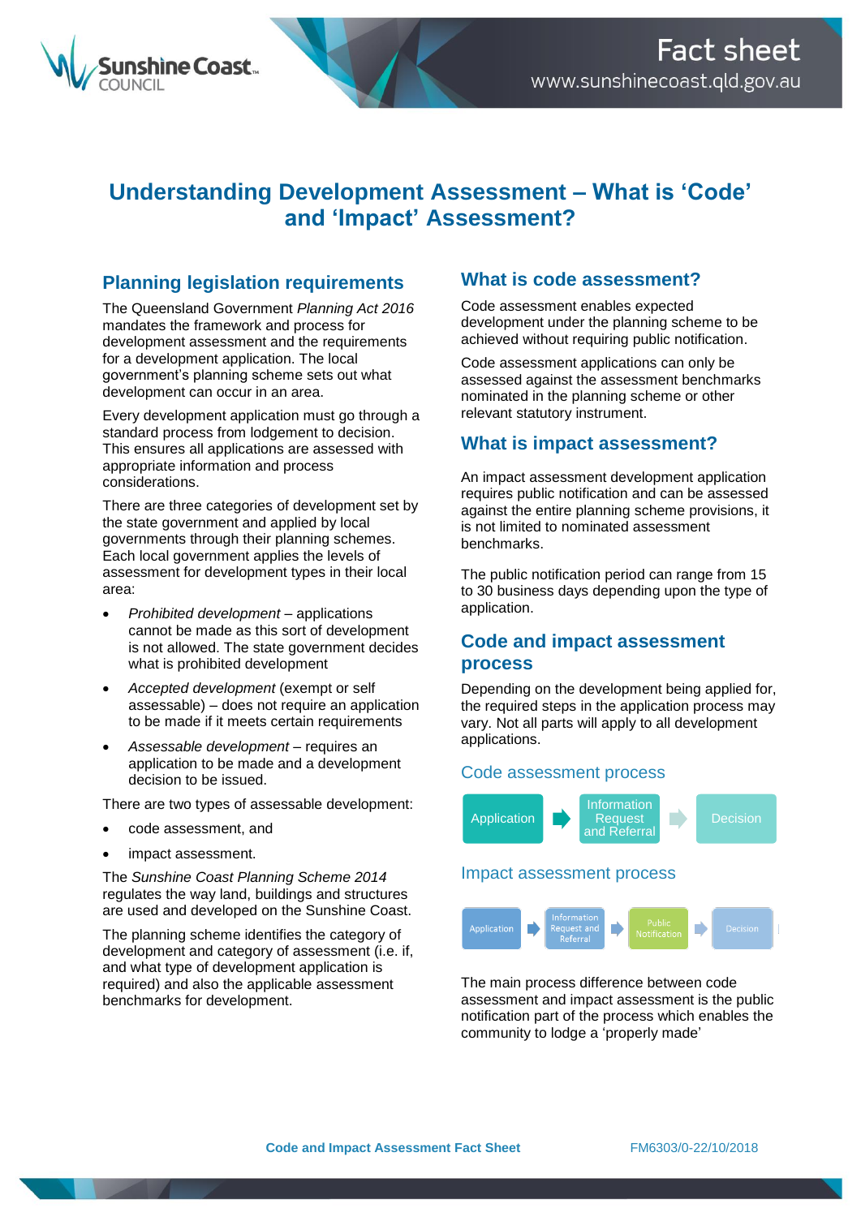# Understanding Development Assessment – What is 'Code' and 'Impact' Assessment?

## Planning legislation requirements

The Queensland Government *Planning Act 2016* mandates the framework and process for development assessment and the requirements for a development application. The local government's planning scheme sets out what development can occur in an area.

Every development application must go through a standard process from lodgement to decision. This ensures all applications are assessed with appropriate information and process considerations.

There are three categories of development set by the state government and applied by local governments through their planning schemes. Each local government applies the levels of assessment for development types in their local area:

- *Prohibited development* – applications cannot be made as this sort of development is not allowed. The state government decides what is prohibited development
- *Accepted development* (exempt or self assessable) – does not require an application to be made if it meets certain requirements
- *Assessable development* – requires an application to be made and a development decision to be issued.

There are two types of assessable development:

- code assessment, and
- impact assessment.

The *Sunshine Coast Planning Scheme 2014* regulates the way land, buildings and structures are used and developed on the Sunshine Coast.

The planning scheme identifies the category of development and category of assessment (i.e. if, and what type of development application is required) and also the applicable assessment benchmarks for development.

## What is code assessment?

Code assessment enables expected development under the planning scheme to be achieved without requiring public notification.

Code assessment applications can only be assessed against the assessment benchmarks nominated in the planning scheme or other relevant statutory instrument.

## What is impact assessment?

An impact assessment development application requires public notification and can be assessed against the entire planning scheme provisions, it is not limited to nominated assessment benchmarks.

The public notification period can range from 15 to 30 business days depending upon the type of application.

## Code and impact assessment process

Depending on the development being applied for, the required steps in the application process may vary. Not all parts will apply to all development applications.

### Code assessment process

Application → Information Request and Referral → Decision

### Impact assessment process

Application → Information Request and Referral → Public Notification → Decision

The main process difference between code assessment and impact assessment is the public notification part of the process which enables the community to lodge a 'properly made'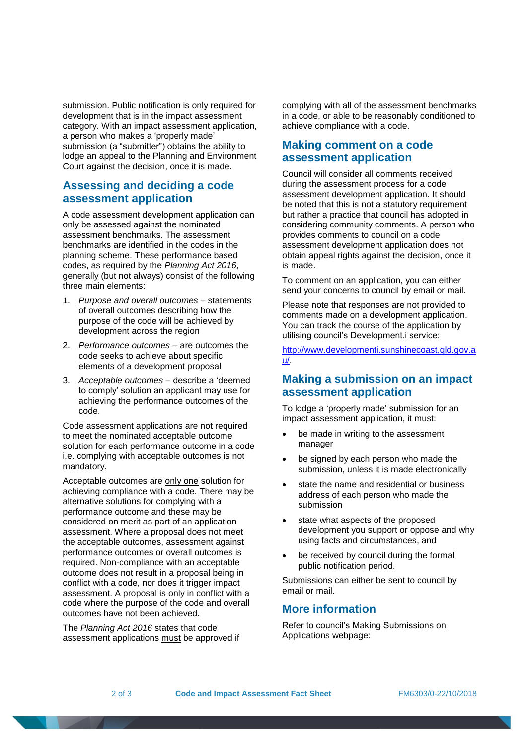submission. Public notification is only required for development that is in the impact assessment category. With an impact assessment application, a person who makes a 'properly made' submission (a "submitter") obtains the ability to lodge an appeal to the Planning and Environment Court against the decision, once it is made.

## Assessing and deciding a code assessment application

A code assessment development application can only be assessed against the nominated assessment benchmarks. The assessment benchmarks are identified in the codes in the planning scheme. These performance based codes, as required by the *Planning Act 2016*, generally (but not always) consist of the following three main elements:

1. *Purpose and overall outcomes* – statements of overall outcomes describing how the purpose of the code will be achieved by development across the region
2. *Performance outcomes* – are outcomes the code seeks to achieve about specific elements of a development proposal
3. *Acceptable outcomes* – describe a 'deemed to comply' solution an applicant may use for achieving the performance outcomes of the code.

Code assessment applications are not required to meet the nominated acceptable outcome solution for each performance outcome in a code i.e. complying with acceptable outcomes is not mandatory.

Acceptable outcomes are <u>only one</u> solution for achieving compliance with a code. There may be alternative solutions for complying with a performance outcome and these may be considered on merit as part of an application assessment. Where a proposal does not meet the acceptable outcomes, assessment against performance outcomes or overall outcomes is required. Non-compliance with an acceptable outcome does not result in a proposal being in conflict with a code, nor does it trigger impact assessment. A proposal is only in conflict with a code where the purpose of the code and overall outcomes have not been achieved.

The *Planning Act 2016* states that code assessment applications <u>must</u> be approved if complying with all of the assessment benchmarks in a code, or able to be reasonably conditioned to achieve compliance with a code.

## Making comment on a code assessment application

Council will consider all comments received during the assessment process for a code assessment development application. It should be noted that this is not a statutory requirement but rather a practice that council has adopted in considering community comments. A person who provides comments to council on a code assessment development application does not obtain appeal rights against the decision, once it is made.

To comment on an application, you can either send your concerns to council by email or mail.

Please note that responses are not provided to comments made on a development application. You can track the course of the application by utilising council's Development.i service:

http://www.developmenti.sunshinecoast.qld.gov.au/.

## Making a submission on an impact assessment application

To lodge a 'properly made' submission for an impact assessment application, it must:

- be made in writing to the assessment manager
- be signed by each person who made the submission, unless it is made electronically
- state the name and residential or business address of each person who made the submission
- state what aspects of the proposed development you support or oppose and why using facts and circumstances, and
- be received by council during the formal public notification period.

Submissions can either be sent to council by email or mail.

## More information

Refer to council's Making Submissions on Applications webpage: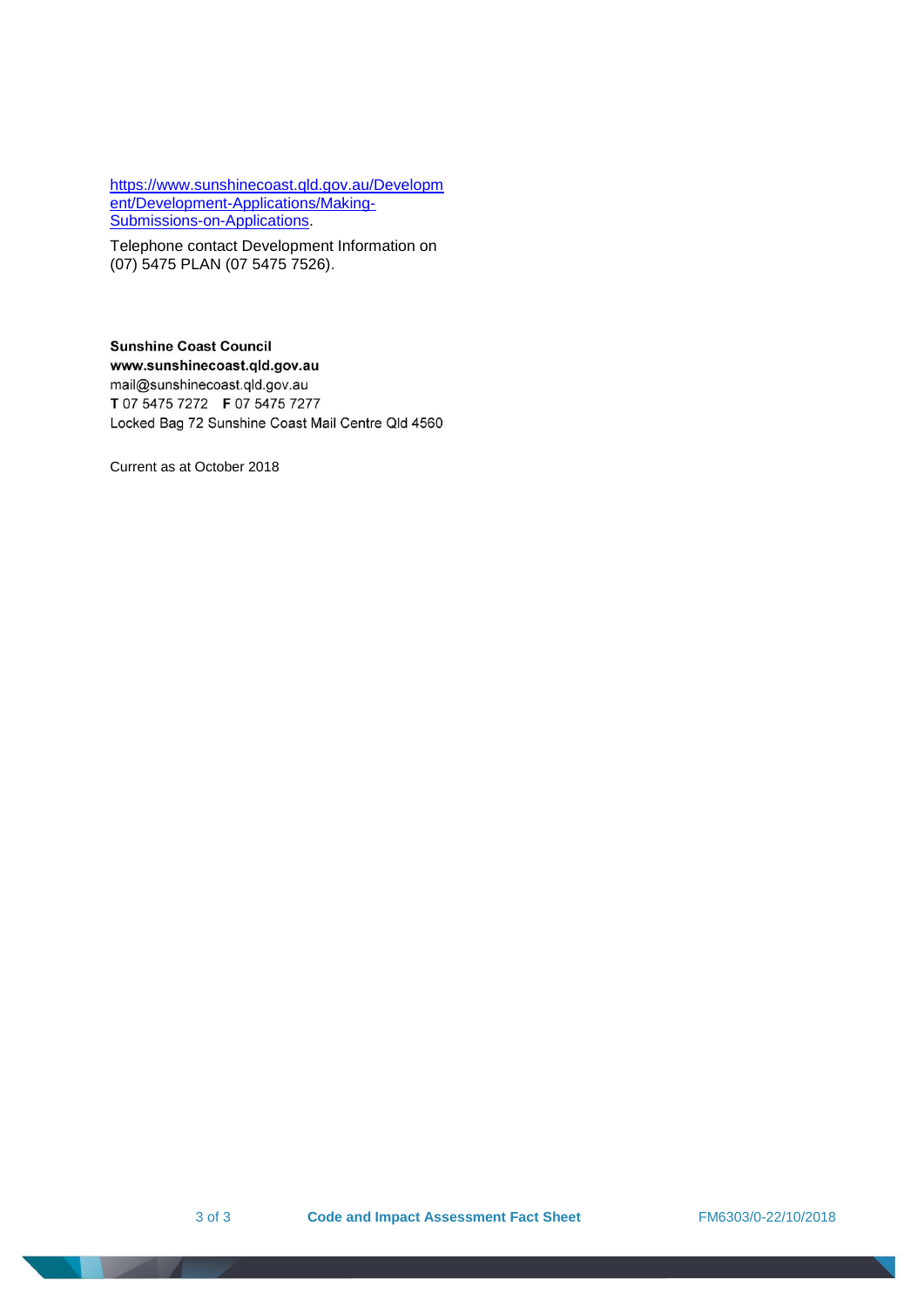https://www.sunshinecoast.qld.gov.au/Development/Development-Applications/Making-Submissions-on-Applications.

Telephone contact Development Information on (07) 5475 PLAN (07 5475 7526).

**Sunshine Coast Council**
**www.sunshinecoast.qld.gov.au**
mail@sunshinecoast.qld.gov.au
**T** 07 5475 7272 **F** 07 5475 7277
Locked Bag 72 Sunshine Coast Mail Centre Qld 4560

Current as at October 2018